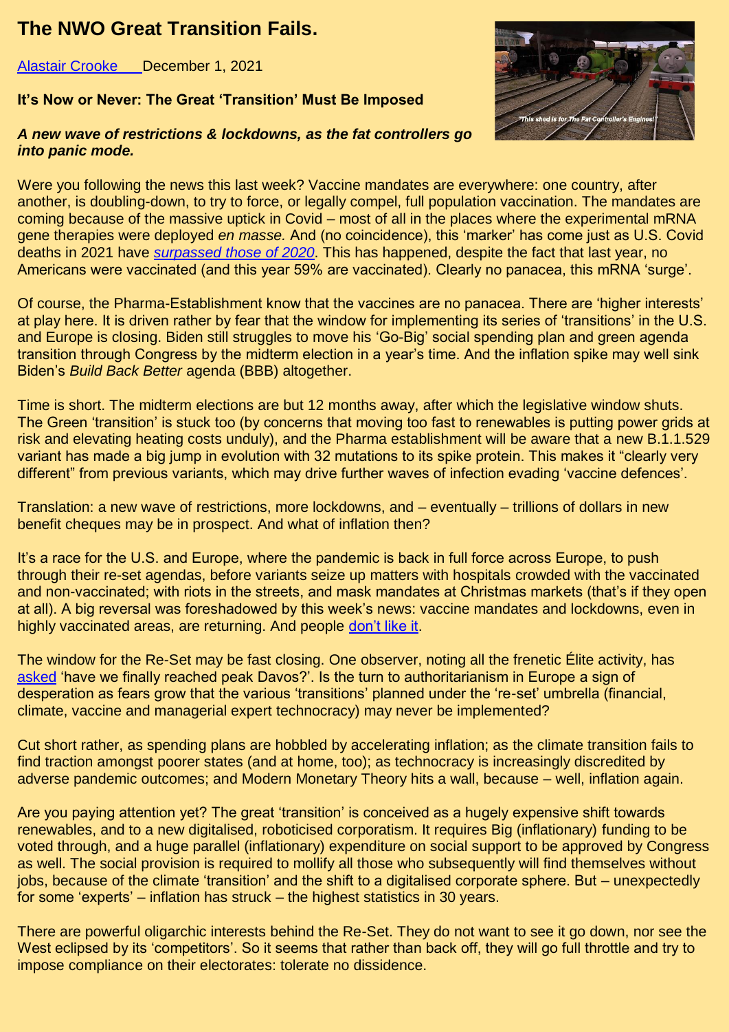# The NWO Great Transition Fails.

[Alastair Crooke](#) December 1, 2021

**It's Now or Never: The Great 'Transition' Must Be Imposed**

***A new wave of restrictions & lockdowns, as the fat controllers go into panic mode.***

Were you following the news this last week? Vaccine mandates are everywhere: one country, after another, is doubling-down, to try to force, or legally compel, full population vaccination. The mandates are coming because of the massive uptick in Covid – most of all in the places where the experimental mRNA gene therapies were deployed *en masse.* And (no coincidence), this 'marker' has come just as U.S. Covid deaths in 2021 have *[surpassed those of 2020](#)*. This has happened, despite the fact that last year, no Americans were vaccinated (and this year 59% are vaccinated). Clearly no panacea, this mRNA 'surge'.

Of course, the Pharma-Establishment know that the vaccines are no panacea. There are 'higher interests' at play here. It is driven rather by fear that the window for implementing its series of 'transitions' in the U.S. and Europe is closing. Biden still struggles to move his 'Go-Big' social spending plan and green agenda transition through Congress by the midterm election in a year's time. And the inflation spike may well sink Biden's *Build Back Better* agenda (BBB) altogether.

Time is short. The midterm elections are but 12 months away, after which the legislative window shuts. The Green 'transition' is stuck too (by concerns that moving too fast to renewables is putting power grids at risk and elevating heating costs unduly), and the Pharma establishment will be aware that a new B.1.1.529 variant has made a big jump in evolution with 32 mutations to its spike protein. This makes it "clearly very different" from previous variants, which may drive further waves of infection evading 'vaccine defences'.

Translation: a new wave of restrictions, more lockdowns, and – eventually – trillions of dollars in new benefit cheques may be in prospect. And what of inflation then?

It's a race for the U.S. and Europe, where the pandemic is back in full force across Europe, to push through their re-set agendas, before variants seize up matters with hospitals crowded with the vaccinated and non-vaccinated; with riots in the streets, and mask mandates at Christmas markets (that's if they open at all). A big reversal was foreshadowed by this week's news: vaccine mandates and lockdowns, even in highly vaccinated areas, are returning. And people [don't like it](#).

The window for the Re-Set may be fast closing. One observer, noting all the frenetic Élite activity, has [asked](#) 'have we finally reached peak Davos?'. Is the turn to authoritarianism in Europe a sign of desperation as fears grow that the various 'transitions' planned under the 're-set' umbrella (financial, climate, vaccine and managerial expert technocracy) may never be implemented?

Cut short rather, as spending plans are hobbled by accelerating inflation; as the climate transition fails to find traction amongst poorer states (and at home, too); as technocracy is increasingly discredited by adverse pandemic outcomes; and Modern Monetary Theory hits a wall, because – well, inflation again.

Are you paying attention yet? The great 'transition' is conceived as a hugely expensive shift towards renewables, and to a new digitalised, roboticised corporatism. It requires Big (inflationary) funding to be voted through, and a huge parallel (inflationary) expenditure on social support to be approved by Congress as well. The social provision is required to mollify all those who subsequently will find themselves without jobs, because of the climate 'transition' and the shift to a digitalised corporate sphere. But – unexpectedly for some 'experts' – inflation has struck – the highest statistics in 30 years.

There are powerful oligarchic interests behind the Re-Set. They do not want to see it go down, nor see the West eclipsed by its 'competitors'. So it seems that rather than back off, they will go full throttle and try to impose compliance on their electorates: tolerate no dissidence.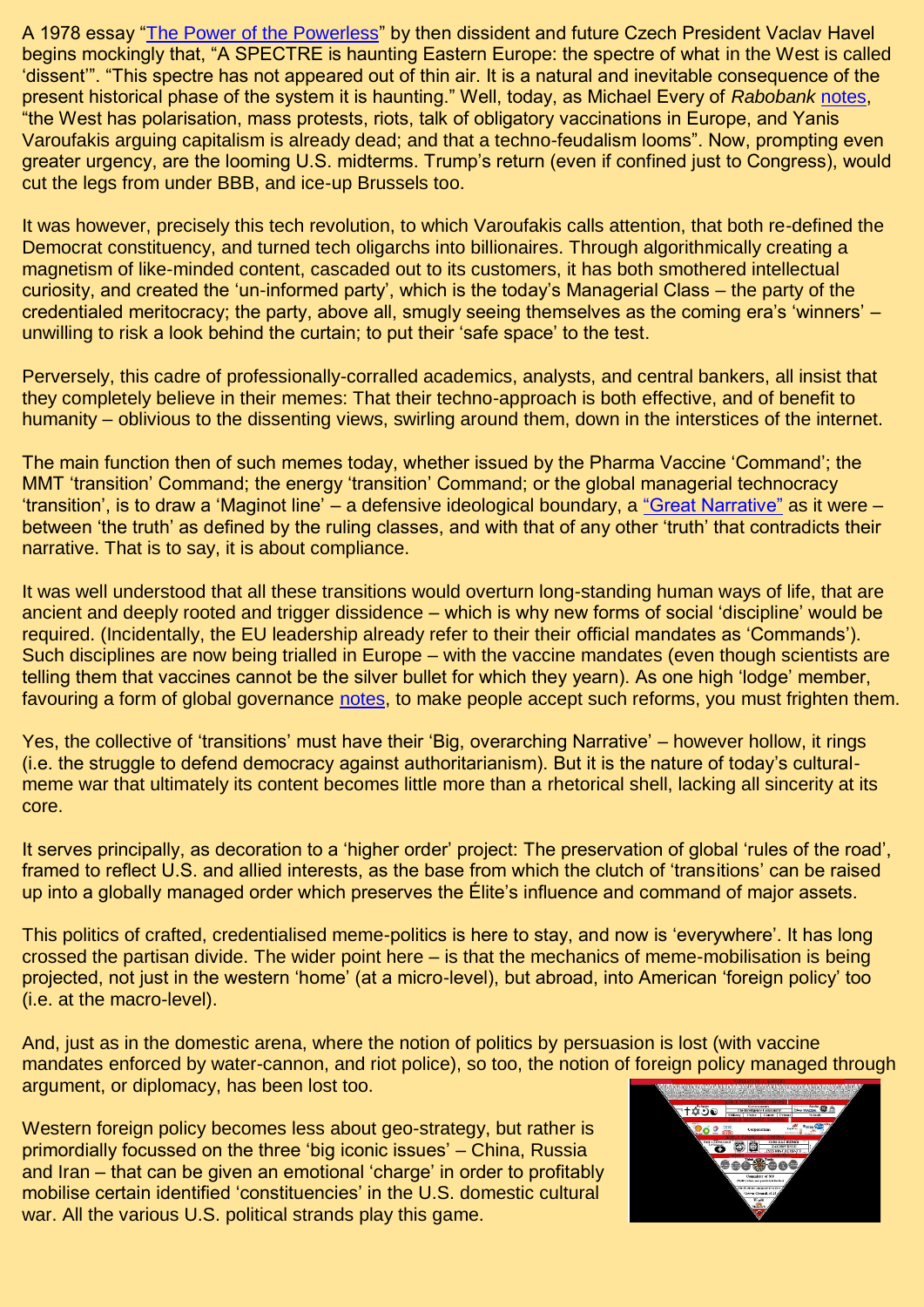A 1978 essay "The Power of the Powerless" by then dissident and future Czech President Vaclav Havel begins mockingly that, "A SPECTRE is haunting Eastern Europe: the spectre of what in the West is called 'dissent'". "This spectre has not appeared out of thin air. It is a natural and inevitable consequence of the present historical phase of the system it is haunting." Well, today, as Michael Every of *Rabobank* notes, "the West has polarisation, mass protests, riots, talk of obligatory vaccinations in Europe, and Yanis Varoufakis arguing capitalism is already dead; and that a techno-feudalism looms". Now, prompting even greater urgency, are the looming U.S. midterms. Trump's return (even if confined just to Congress), would cut the legs from under BBB, and ice-up Brussels too.

It was however, precisely this tech revolution, to which Varoufakis calls attention, that both re-defined the Democrat constituency, and turned tech oligarchs into billionaires. Through algorithmically creating a magnetism of like-minded content, cascaded out to its customers, it has both smothered intellectual curiosity, and created the 'un-informed party', which is the today's Managerial Class – the party of the credentialed meritocracy; the party, above all, smugly seeing themselves as the coming era's 'winners' – unwilling to risk a look behind the curtain; to put their 'safe space' to the test.

Perversely, this cadre of professionally-corralled academics, analysts, and central bankers, all insist that they completely believe in their memes: That their techno-approach is both effective, and of benefit to humanity – oblivious to the dissenting views, swirling around them, down in the interstices of the internet.

The main function then of such memes today, whether issued by the Pharma Vaccine 'Command'; the MMT 'transition' Command; the energy 'transition' Command; or the global managerial technocracy 'transition', is to draw a 'Maginot line' – a defensive ideological boundary, a "Great Narrative" as it were – between 'the truth' as defined by the ruling classes, and with that of any other 'truth' that contradicts their narrative. That is to say, it is about compliance.

It was well understood that all these transitions would overturn long-standing human ways of life, that are ancient and deeply rooted and trigger dissidence – which is why new forms of social 'discipline' would be required. (Incidentally, the EU leadership already refer to their their official mandates as 'Commands'). Such disciplines are now being trialled in Europe – with the vaccine mandates (even though scientists are telling them that vaccines cannot be the silver bullet for which they yearn). As one high 'lodge' member, favouring a form of global governance notes, to make people accept such reforms, you must frighten them.

Yes, the collective of 'transitions' must have their 'Big, overarching Narrative' – however hollow, it rings (i.e. the struggle to defend democracy against authoritarianism). But it is the nature of today's cultural-meme war that ultimately its content becomes little more than a rhetorical shell, lacking all sincerity at its core.

It serves principally, as decoration to a 'higher order' project: The preservation of global 'rules of the road', framed to reflect U.S. and allied interests, as the base from which the clutch of 'transitions' can be raised up into a globally managed order which preserves the Élite's influence and command of major assets.

This politics of crafted, credentialised meme-politics is here to stay, and now is 'everywhere'. It has long crossed the partisan divide. The wider point here – is that the mechanics of meme-mobilisation is being projected, not just in the western 'home' (at a micro-level), but abroad, into American 'foreign policy' too (i.e. at the macro-level).

And, just as in the domestic arena, where the notion of politics by persuasion is lost (with vaccine mandates enforced by water-cannon, and riot police), so too, the notion of foreign policy managed through argument, or diplomacy, has been lost too.

Western foreign policy becomes less about geo-strategy, but rather is primordially focussed on the three 'big iconic issues' – China, Russia and Iran – that can be given an emotional 'charge' in order to profitably mobilise certain identified 'constituencies' in the U.S. domestic cultural war. All the various U.S. political strands play this game.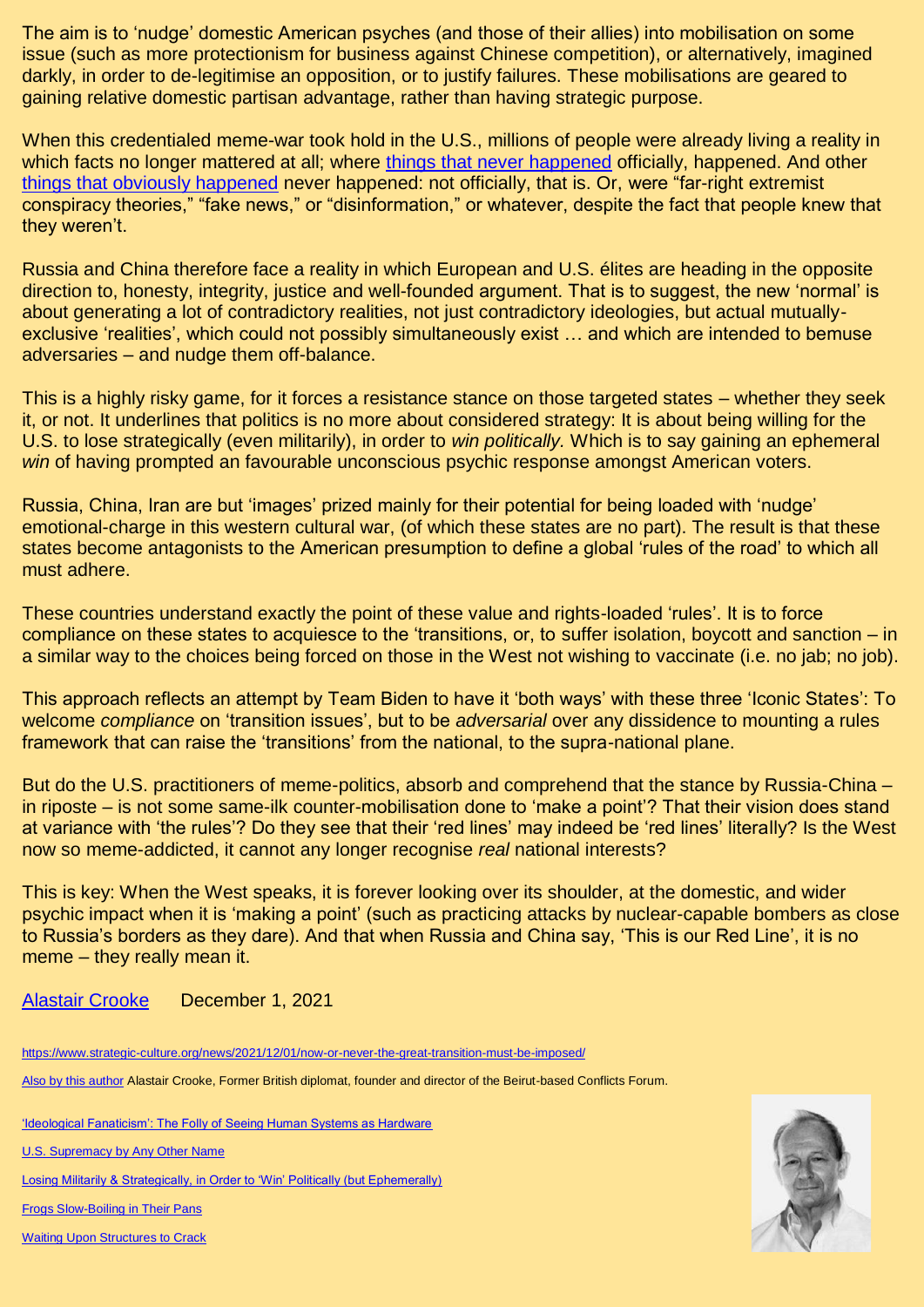The aim is to 'nudge' domestic American psyches (and those of their allies) into mobilisation on some issue (such as more protectionism for business against Chinese competition), or alternatively, imagined darkly, in order to de-legitimise an opposition, or to justify failures. These mobilisations are geared to gaining relative domestic partisan advantage, rather than having strategic purpose.

When this credentialed meme-war took hold in the U.S., millions of people were already living a reality in which facts no longer mattered at all; where [things that never happened]() officially, happened. And other [things that obviously happened]() never happened: not officially, that is. Or, were "far-right extremist conspiracy theories," "fake news," or "disinformation," or whatever, despite the fact that people knew that they weren't.

Russia and China therefore face a reality in which European and U.S. élites are heading in the opposite direction to, honesty, integrity, justice and well-founded argument. That is to suggest, the new 'normal' is about generating a lot of contradictory realities, not just contradictory ideologies, but actual mutually-exclusive 'realities', which could not possibly simultaneously exist … and which are intended to bemuse adversaries – and nudge them off-balance.

This is a highly risky game, for it forces a resistance stance on those targeted states – whether they seek it, or not. It underlines that politics is no more about considered strategy: It is about being willing for the U.S. to lose strategically (even militarily), in order to *win politically.* Which is to say gaining an ephemeral *win* of having prompted an favourable unconscious psychic response amongst American voters.

Russia, China, Iran are but 'images' prized mainly for their potential for being loaded with 'nudge' emotional-charge in this western cultural war, (of which these states are no part). The result is that these states become antagonists to the American presumption to define a global 'rules of the road' to which all must adhere.

These countries understand exactly the point of these value and rights-loaded 'rules'. It is to force compliance on these states to acquiesce to the 'transitions, or, to suffer isolation, boycott and sanction – in a similar way to the choices being forced on those in the West not wishing to vaccinate (i.e. no jab; no job).

This approach reflects an attempt by Team Biden to have it 'both ways' with these three 'Iconic States': To welcome *compliance* on 'transition issues', but to be *adversarial* over any dissidence to mounting a rules framework that can raise the 'transitions' from the national, to the supra-national plane.

But do the U.S. practitioners of meme-politics, absorb and comprehend that the stance by Russia-China – in riposte – is not some same-ilk counter-mobilisation done to 'make a point'? That their vision does stand at variance with 'the rules'? Do they see that their 'red lines' may indeed be 'red lines' literally? Is the West now so meme-addicted, it cannot any longer recognise *real* national interests?

This is key: When the West speaks, it is forever looking over its shoulder, at the domestic, and wider psychic impact when it is 'making a point' (such as practicing attacks by nuclear-capable bombers as close to Russia's borders as they dare). And that when Russia and China say, 'This is our Red Line', it is no meme – they really mean it.

[Alastair Crooke]() December 1, 2021

https://www.strategic-culture.org/news/2021/12/01/now-or-never-the-great-transition-must-be-imposed/

[Also by this author]() Alastair Crooke, Former British diplomat, founder and director of the Beirut-based Conflicts Forum.

['Ideological Fanaticism': The Folly of Seeing Human Systems as Hardware]()

[U.S. Supremacy by Any Other Name]()

[Losing Militarily & Strategically, in Order to 'Win' Politically (but Ephemerally)]()

[Frogs Slow-Boiling in Their Pans]()

[Waiting Upon Structures to Crack]()